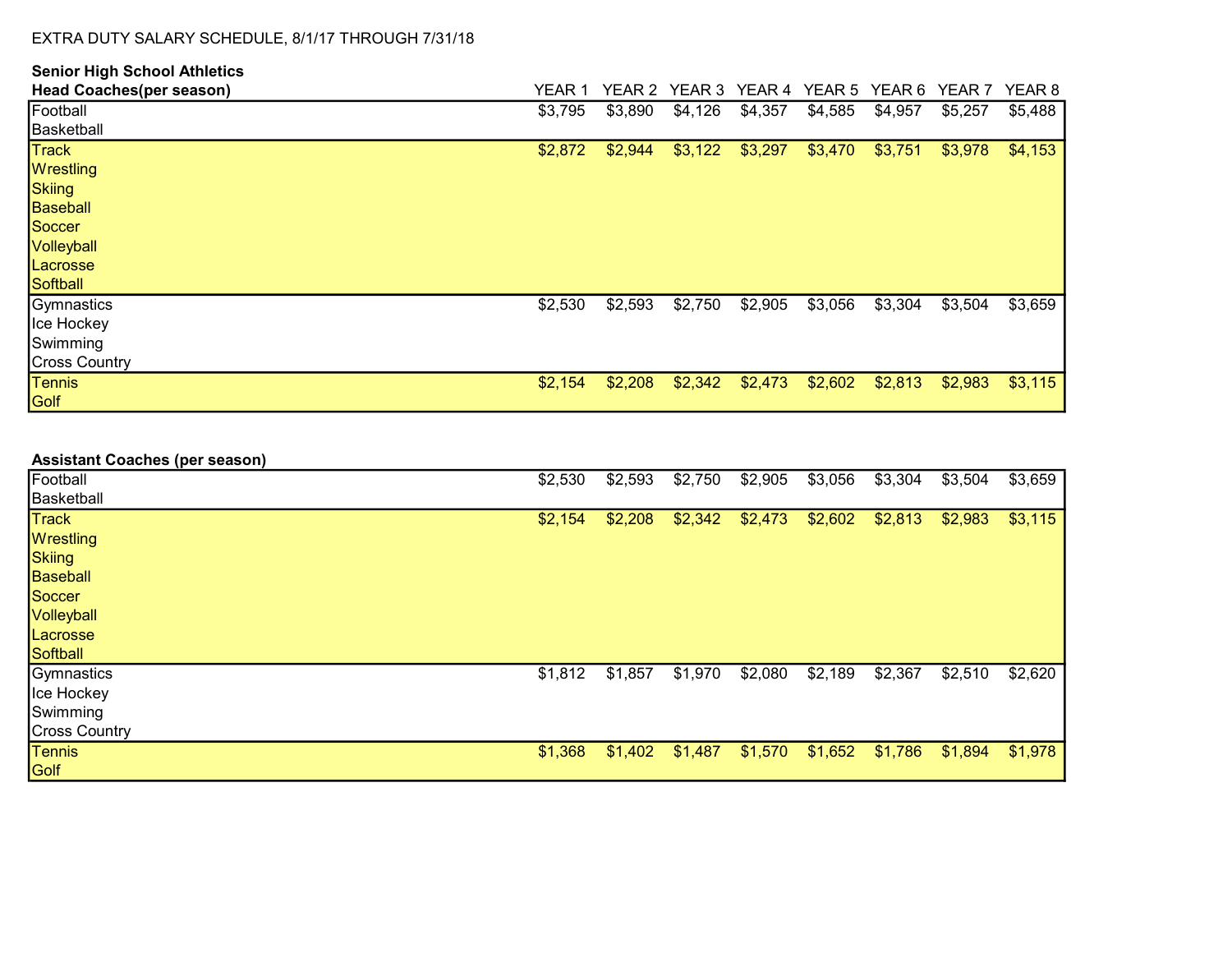EXTRA DUTY SALARY SCHEDULE, 8/1/17 THROUGH 7/31/18

**Senior High School Athletics**

**Head Coaches(per season)**

| Sport | YEAR 1 | YEAR 2 | YEAR 3 | YEAR 4 | YEAR 5 | YEAR 6 | YEAR 7 | YEAR 8 |
|---|---|---|---|---|---|---|---|---|
| Football<br>Basketball | $3,795 | $3,890 | $4,126 | $4,357 | $4,585 | $4,957 | $5,257 | $5,488 |
| Track<br>Wrestling<br>Skiing<br>Baseball<br>Soccer<br>Volleyball<br>Lacrosse<br>Softball | $2,872 | $2,944 | $3,122 | $3,297 | $3,470 | $3,751 | $3,978 | $4,153 |
| Gymnastics<br>Ice Hockey<br>Swimming<br>Cross Country | $2,530 | $2,593 | $2,750 | $2,905 | $3,056 | $3,304 | $3,504 | $3,659 |
| Tennis<br>Golf | $2,154 | $2,208 | $2,342 | $2,473 | $2,602 | $2,813 | $2,983 | $3,115 |

**Assistant Coaches (per season)**

| Sport | YEAR 1 | YEAR 2 | YEAR 3 | YEAR 4 | YEAR 5 | YEAR 6 | YEAR 7 | YEAR 8 |
|---|---|---|---|---|---|---|---|---|
| Football<br>Basketball | $2,530 | $2,593 | $2,750 | $2,905 | $3,056 | $3,304 | $3,504 | $3,659 |
| Track<br>Wrestling<br>Skiing<br>Baseball<br>Soccer<br>Volleyball<br>Lacrosse<br>Softball | $2,154 | $2,208 | $2,342 | $2,473 | $2,602 | $2,813 | $2,983 | $3,115 |
| Gymnastics<br>Ice Hockey<br>Swimming<br>Cross Country | $1,812 | $1,857 | $1,970 | $2,080 | $2,189 | $2,367 | $2,510 | $2,620 |
| Tennis<br>Golf | $1,368 | $1,402 | $1,487 | $1,570 | $1,652 | $1,786 | $1,894 | $1,978 |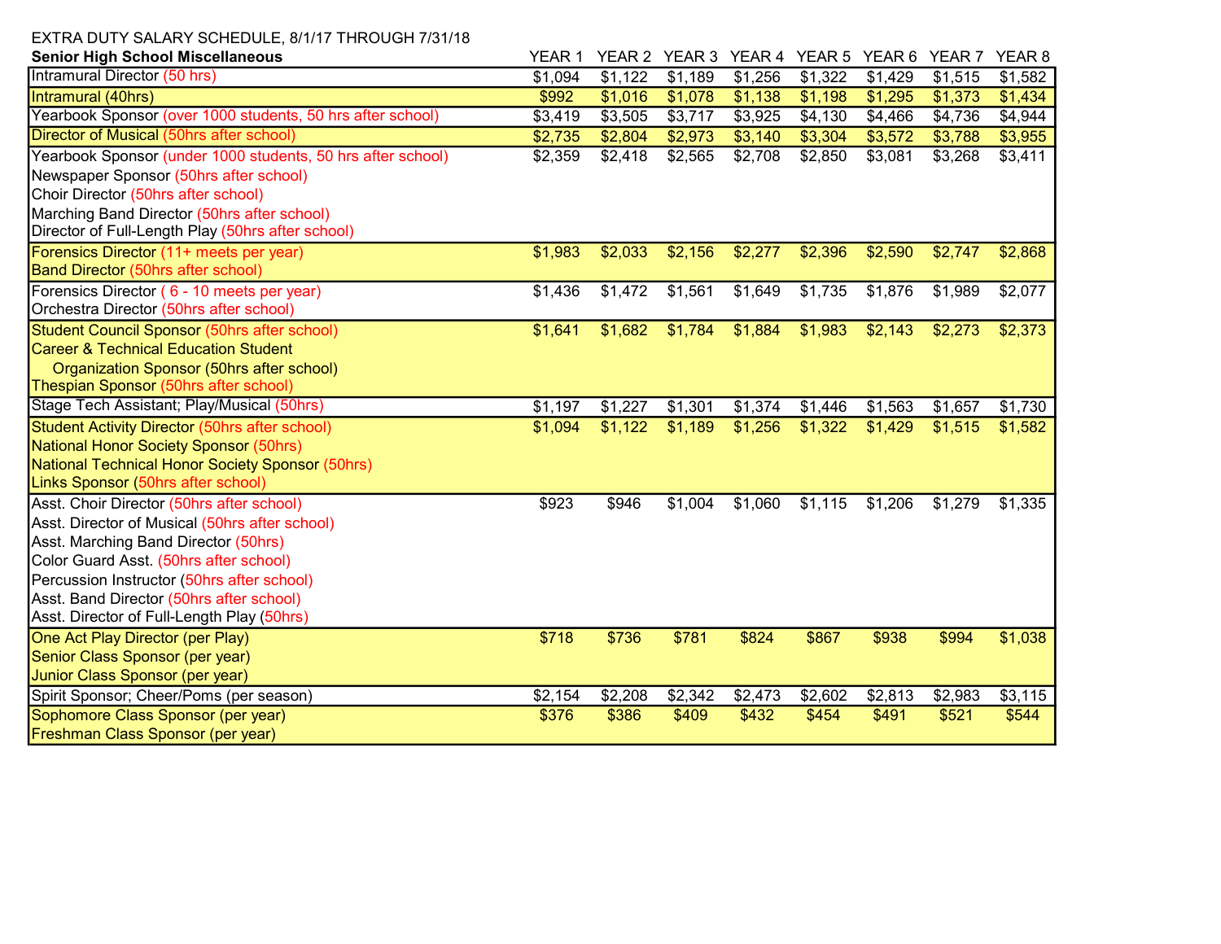EXTRA DUTY SALARY SCHEDULE, 8/1/17 THROUGH 7/31/18

| **Senior High School Miscellaneous** | YEAR 1 | YEAR 2 | YEAR 3 | YEAR 4 | YEAR 5 | YEAR 6 | YEAR 7 | YEAR 8 |
|---|---|---|---|---|---|---|---|---|
| Intramural Director (50 hrs) | $1,094 | $1,122 | $1,189 | $1,256 | $1,322 | $1,429 | $1,515 | $1,582 |
| Intramural (40hrs) | $992 | $1,016 | $1,078 | $1,138 | $1,198 | $1,295 | $1,373 | $1,434 |
| Yearbook Sponsor (over 1000 students, 50 hrs after school) | $3,419 | $3,505 | $3,717 | $3,925 | $4,130 | $4,466 | $4,736 | $4,944 |
| Director of Musical (50hrs after school) | $2,735 | $2,804 | $2,973 | $3,140 | $3,304 | $3,572 | $3,788 | $3,955 |
| Yearbook Sponsor (under 1000 students, 50 hrs after school)<br>Newspaper Sponsor (50hrs after school)<br>Choir Director (50hrs after school)<br>Marching Band Director (50hrs after school)<br>Director of Full-Length Play (50hrs after school) | $2,359 | $2,418 | $2,565 | $2,708 | $2,850 | $3,081 | $3,268 | $3,411 |
| Forensics Director (11+ meets per year)<br>Band Director (50hrs after school) | $1,983 | $2,033 | $2,156 | $2,277 | $2,396 | $2,590 | $2,747 | $2,868 |
| Forensics Director ( 6 - 10 meets per year)<br>Orchestra Director (50hrs after school) | $1,436 | $1,472 | $1,561 | $1,649 | $1,735 | $1,876 | $1,989 | $2,077 |
| Student Council Sponsor (50hrs after school)<br>Career & Technical Education Student Organization Sponsor (50hrs after school)<br>Thespian Sponsor (50hrs after school) | $1,641 | $1,682 | $1,784 | $1,884 | $1,983 | $2,143 | $2,273 | $2,373 |
| Stage Tech Assistant; Play/Musical (50hrs) | $1,197 | $1,227 | $1,301 | $1,374 | $1,446 | $1,563 | $1,657 | $1,730 |
| Student Activity Director (50hrs after school)<br>National Honor Society Sponsor (50hrs)<br>National Technical Honor Society Sponsor (50hrs)<br>Links Sponsor (50hrs after school) | $1,094 | $1,122 | $1,189 | $1,256 | $1,322 | $1,429 | $1,515 | $1,582 |
| Asst. Choir Director (50hrs after school)<br>Asst. Director of Musical (50hrs after school)<br>Asst. Marching Band Director (50hrs)<br>Color Guard Asst. (50hrs after school)<br>Percussion Instructor (50hrs after school)<br>Asst. Band Director (50hrs after school)<br>Asst. Director of Full-Length Play (50hrs) | $923 | $946 | $1,004 | $1,060 | $1,115 | $1,206 | $1,279 | $1,335 |
| One Act Play Director (per Play)<br>Senior Class Sponsor (per year)<br>Junior Class Sponsor (per year) | $718 | $736 | $781 | $824 | $867 | $938 | $994 | $1,038 |
| Spirit Sponsor; Cheer/Poms (per season) | $2,154 | $2,208 | $2,342 | $2,473 | $2,602 | $2,813 | $2,983 | $3,115 |
| Sophomore Class Sponsor (per year)<br>Freshman Class Sponsor (per year) | $376 | $386 | $409 | $432 | $454 | $491 | $521 | $544 |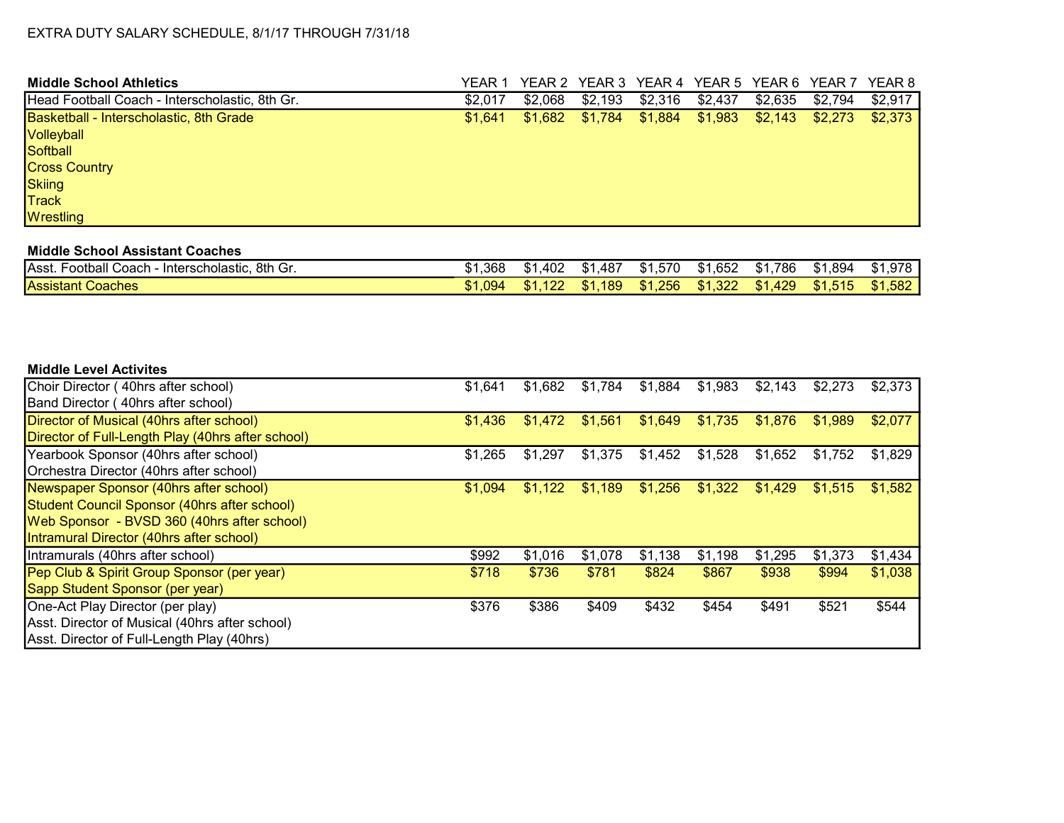EXTRA DUTY SALARY SCHEDULE, 8/1/17 THROUGH 7/31/18

| Middle School Athletics | YEAR 1 | YEAR 2 | YEAR 3 | YEAR 4 | YEAR 5 | YEAR 6 | YEAR 7 | YEAR 8 |
|---|---|---|---|---|---|---|---|---|
| Head Football Coach - Interscholastic, 8th Gr. | $2,017 | $2,068 | $2,193 | $2,316 | $2,437 | $2,635 | $2,794 | $2,917 |
| Basketball - Interscholastic, 8th Grade<br>Volleyball<br>Softball<br>Cross Country<br>Skiing<br>Track<br>Wrestling | $1,641 | $1,682 | $1,784 | $1,884 | $1,983 | $2,143 | $2,273 | $2,373 |

| Middle School Assistant Coaches | YEAR 1 | YEAR 2 | YEAR 3 | YEAR 4 | YEAR 5 | YEAR 6 | YEAR 7 | YEAR 8 |
|---|---|---|---|---|---|---|---|---|
| Asst. Football Coach - Interscholastic, 8th Gr. | $1,368 | $1,402 | $1,487 | $1,570 | $1,652 | $1,786 | $1,894 | $1,978 |
| Assistant Coaches | $1,094 | $1,122 | $1,189 | $1,256 | $1,322 | $1,429 | $1,515 | $1,582 |

| Middle Level Activites | YEAR 1 | YEAR 2 | YEAR 3 | YEAR 4 | YEAR 5 | YEAR 6 | YEAR 7 | YEAR 8 |
|---|---|---|---|---|---|---|---|---|
| Choir Director ( 40hrs after school)<br>Band Director ( 40hrs after school) | $1,641 | $1,682 | $1,784 | $1,884 | $1,983 | $2,143 | $2,273 | $2,373 |
| Director of Musical (40hrs after school)<br>Director of Full-Length Play (40hrs after school) | $1,436 | $1,472 | $1,561 | $1,649 | $1,735 | $1,876 | $1,989 | $2,077 |
| Yearbook Sponsor (40hrs after school)<br>Orchestra Director (40hrs after school) | $1,265 | $1,297 | $1,375 | $1,452 | $1,528 | $1,652 | $1,752 | $1,829 |
| Newspaper Sponsor (40hrs after school)<br>Student Council Sponsor (40hrs after school)<br>Web Sponsor - BVSD 360 (40hrs after school)<br>Intramural Director (40hrs after school) | $1,094 | $1,122 | $1,189 | $1,256 | $1,322 | $1,429 | $1,515 | $1,582 |
| Intramurals (40hrs after school) | $992 | $1,016 | $1,078 | $1,138 | $1,198 | $1,295 | $1,373 | $1,434 |
| Pep Club & Spirit Group Sponsor (per year)<br>Sapp Student Sponsor (per year) | $718 | $736 | $781 | $824 | $867 | $938 | $994 | $1,038 |
| One-Act Play Director (per play)<br>Asst. Director of Musical (40hrs after school)<br>Asst. Director of Full-Length Play (40hrs) | $376 | $386 | $409 | $432 | $454 | $491 | $521 | $544 |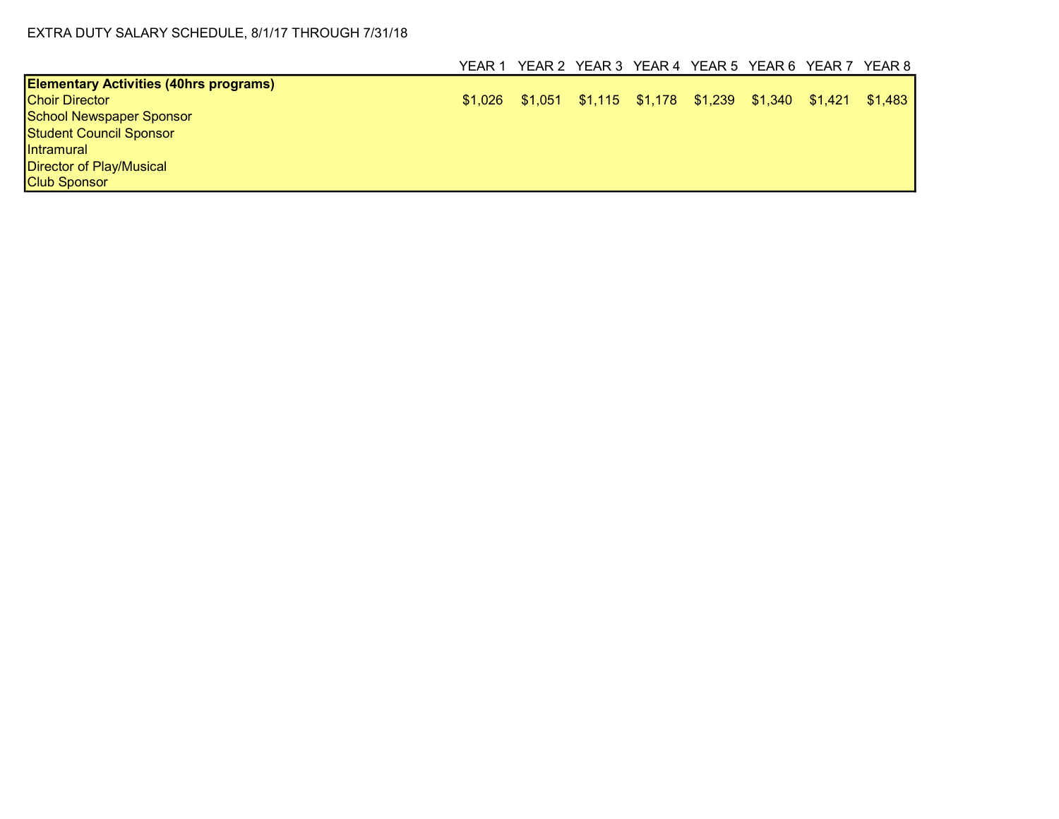EXTRA DUTY SALARY SCHEDULE, 8/1/17 THROUGH 7/31/18

| | YEAR 1 | YEAR 2 | YEAR 3 | YEAR 4 | YEAR 5 | YEAR 6 | YEAR 7 | YEAR 8 |
|---|---|---|---|---|---|---|---|---|
| **Elementary Activities (40hrs programs)** | | | | | | | | |
| Choir Director | $1,026 | $1,051 | $1,115 | $1,178 | $1,239 | $1,340 | $1,421 | $1,483 |
| School Newspaper Sponsor | | | | | | | | |
| Student Council Sponsor | | | | | | | | |
| Intramural | | | | | | | | |
| Director of Play/Musical | | | | | | | | |
| Club Sponsor | | | | | | | | |